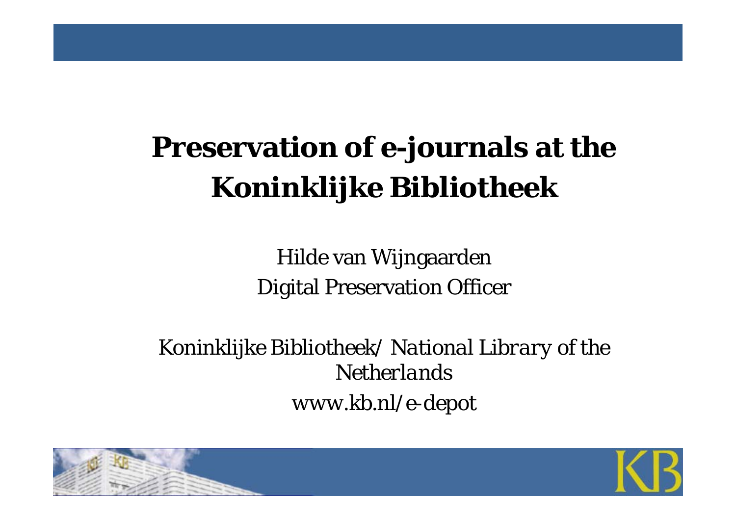# Preservation of e-journals at the Koninklijke Bibliotheek

*Hilde van Wijngaarden*

*Digital Preservation Officer*

*Koninklijke Bibliotheek/ National Library of the Netherlands*

*www.kb.nl/e-depot*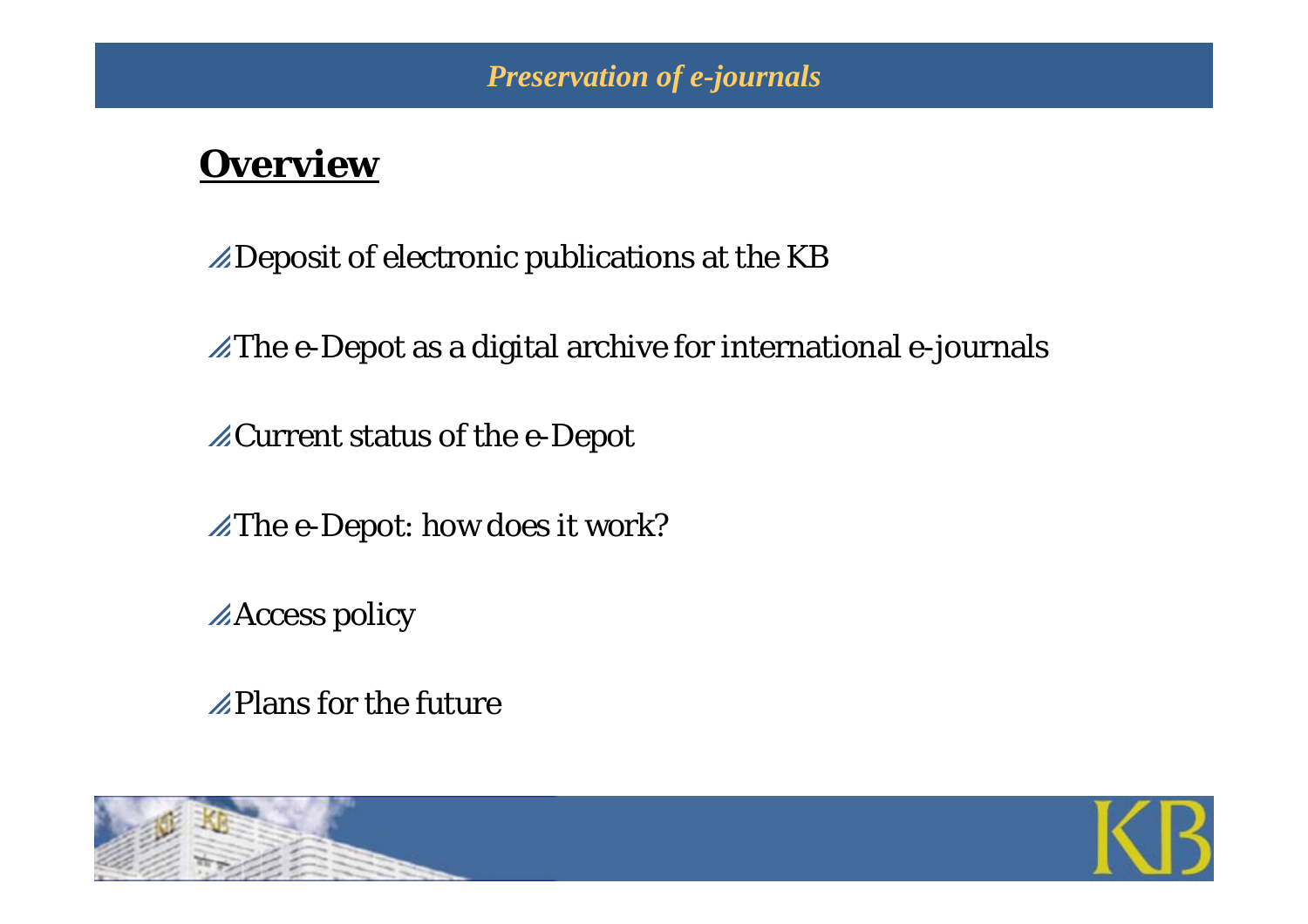## Overview

- Deposit of electronic publications at the KB
- The e-Depot as a digital archive for international e-journals
- Current status of the e-Depot
- The e-Depot: how does it work?
- Access policy
- Plans for the future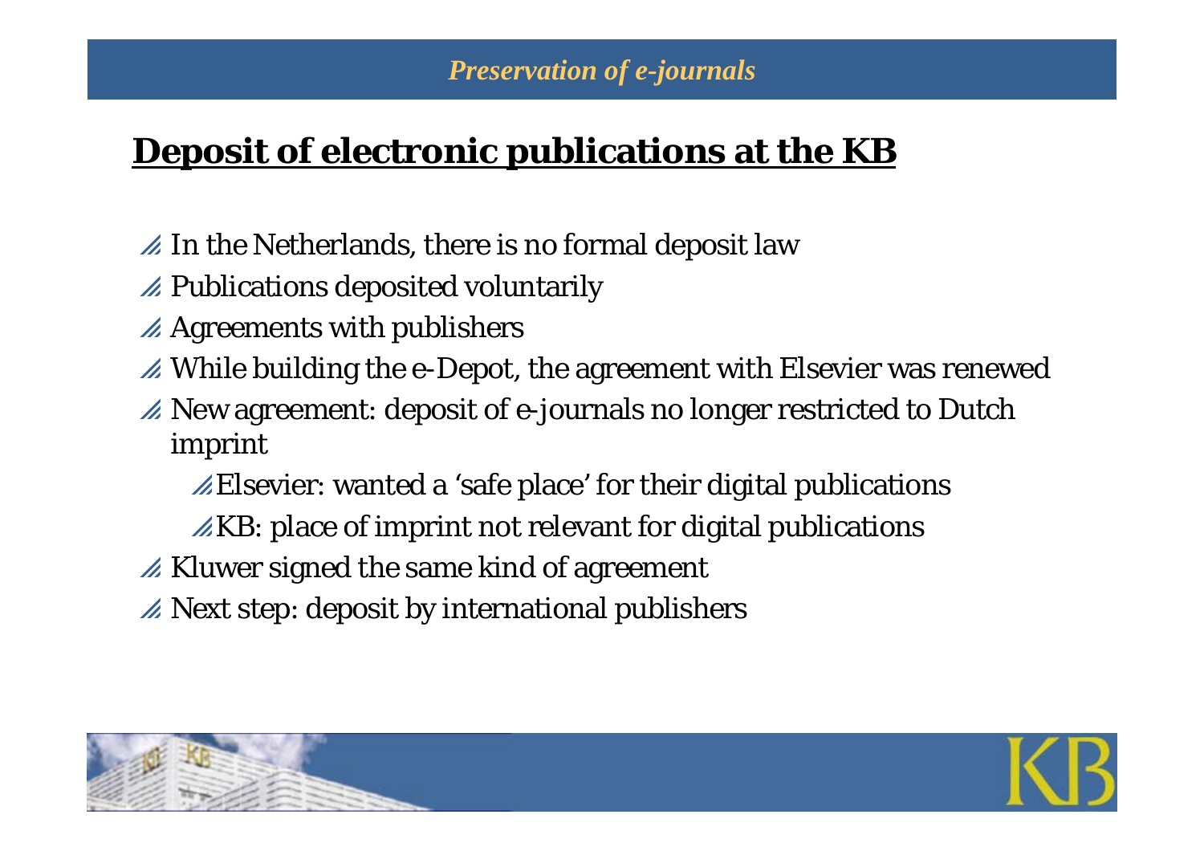## Deposit of electronic publications at the KB

- In the Netherlands, there is no formal deposit law
- Publications deposited voluntarily
- Agreements with publishers
- While building the e-Depot, the agreement with Elsevier was renewed
- New agreement: deposit of e-journals no longer restricted to Dutch imprint
  - Elsevier: wanted a ‘safe place’ for their digital publications
  - KB: place of imprint not relevant for digital publications
- Kluwer signed the same kind of agreement
- Next step: deposit by international publishers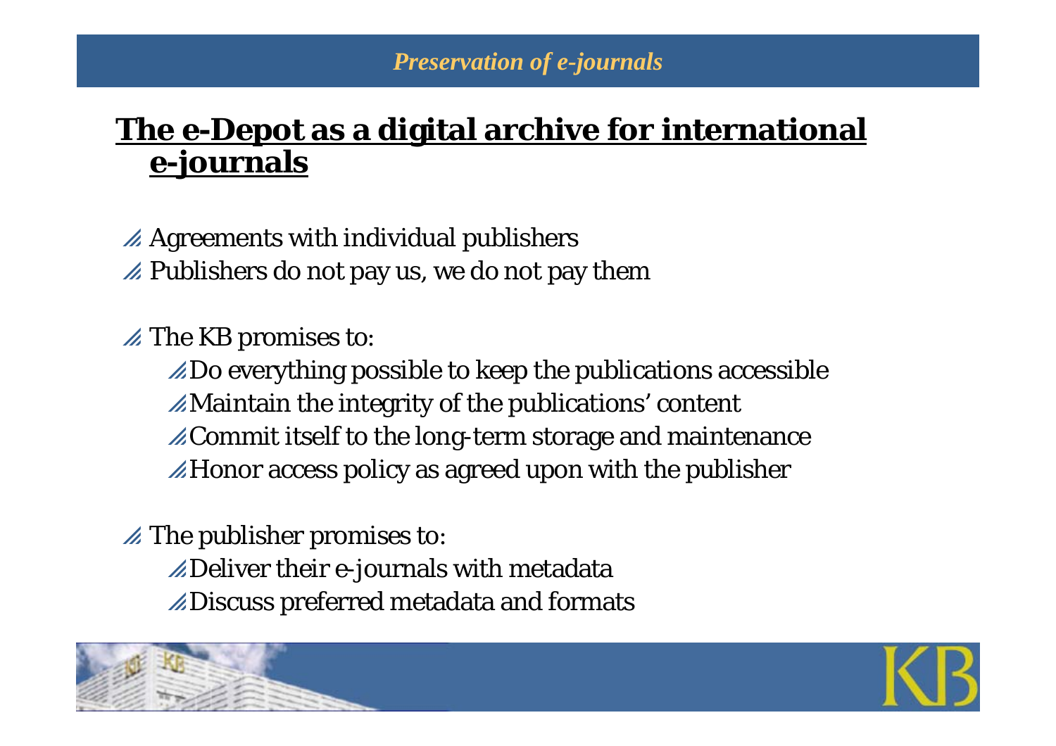## The e-Depot as a digital archive for international e-journals

- Agreements with individual publishers
- Publishers do not pay us, we do not pay them

- The KB promises to:
  - Do everything possible to keep the publications accessible
  - Maintain the integrity of the publications' content
  - Commit itself to the long-term storage and maintenance
  - Honor access policy as agreed upon with the publisher

- The publisher promises to:
  - Deliver their e-journals with metadata
  - Discuss preferred metadata and formats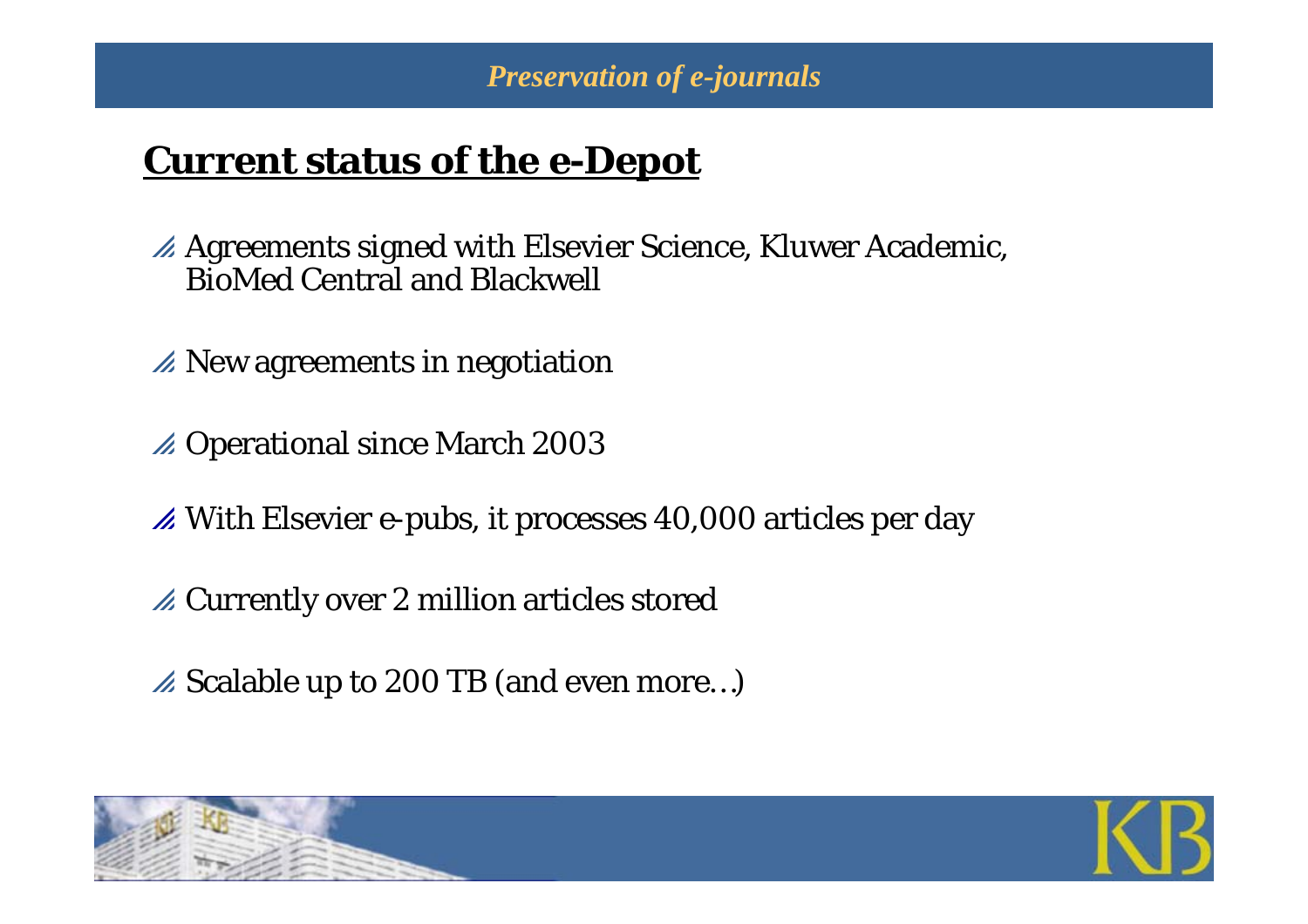# Current status of the e-Depot

- Agreements signed with Elsevier Science, Kluwer Academic, BioMed Central and Blackwell
- New agreements in negotiation
- Operational since March 2003
- With Elsevier e-pubs, it processes 40,000 articles per day
- Currently over 2 million articles stored
- Scalable up to 200 TB (and even more…)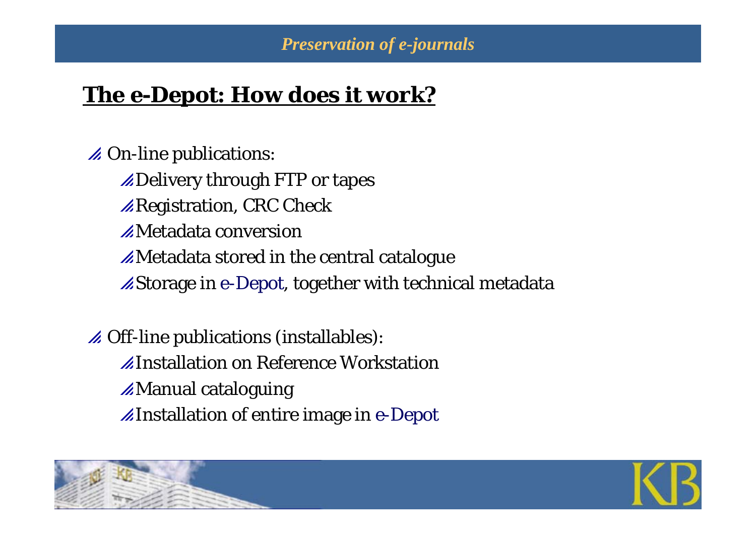## The e-Depot: How does it work?

- On-line publications:
  - Delivery through FTP or tapes
  - Registration, CRC Check
  - Metadata conversion
  - Metadata stored in the central catalogue
  - Storage in e-Depot, together with technical metadata

- Off-line publications (installables):
  - Installation on Reference Workstation
  - Manual cataloguing
  - Installation of entire image in e-Depot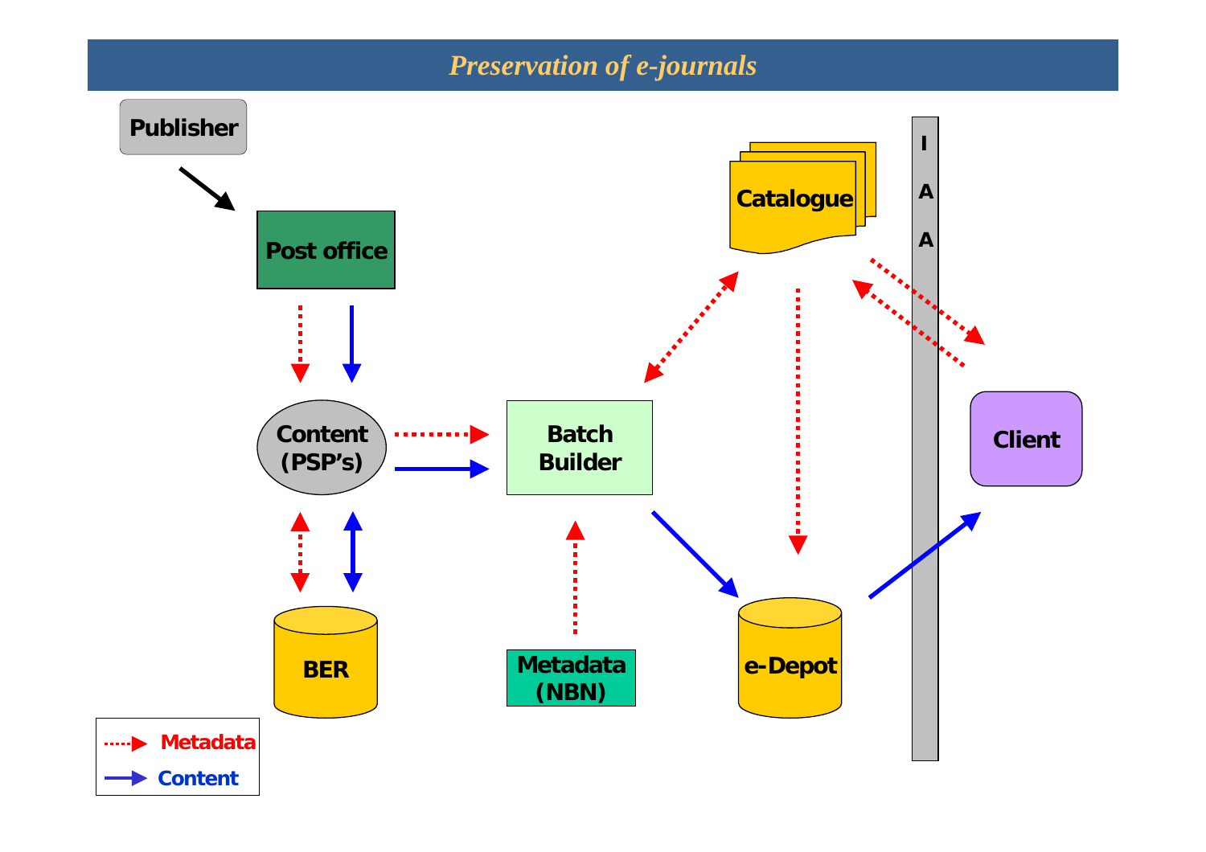# *Preservation of e-journals*

Publisher

Post office

Content (PSP's)

BER

Batch Builder

Metadata (NBN)

Catalogue

e-Depot

I A A

Client

Metadata

Content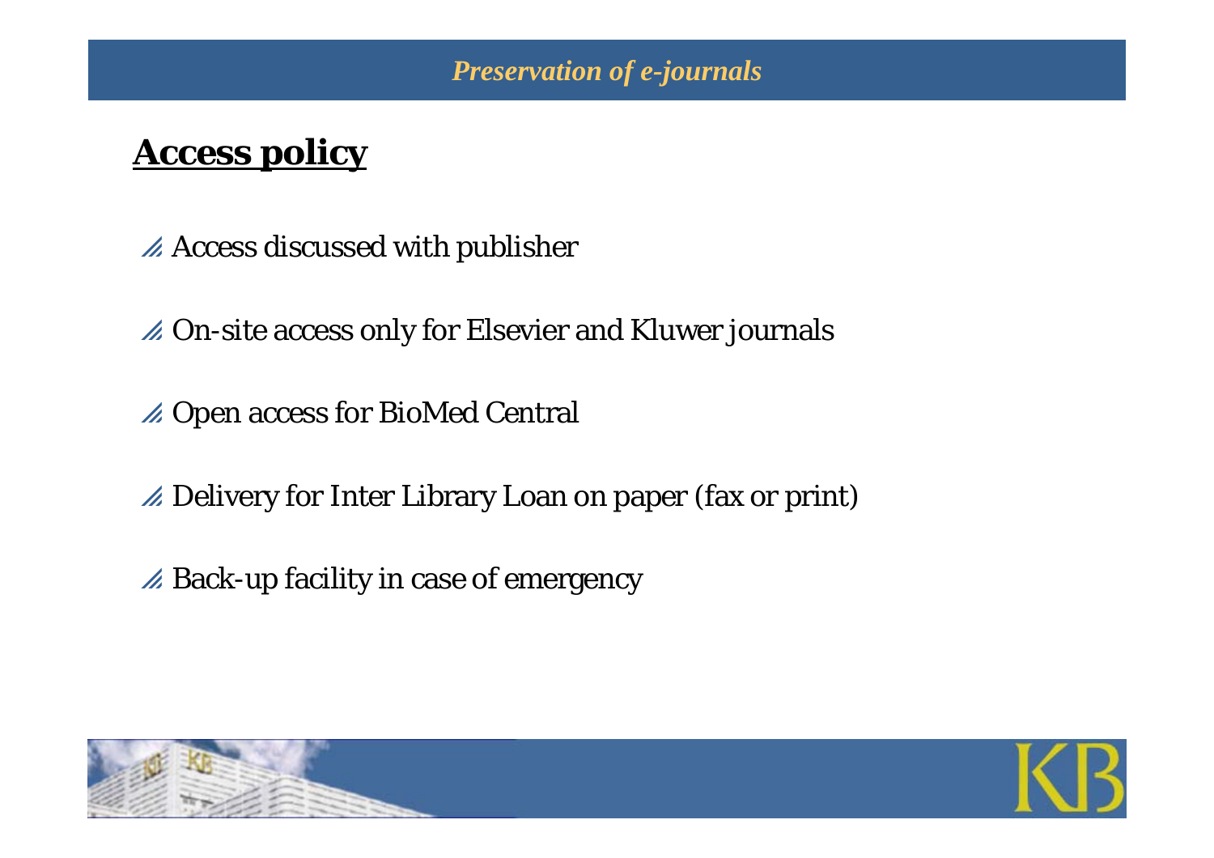## Access policy

- Access discussed with publisher
- On-site access only for Elsevier and Kluwer journals
- Open access for BioMed Central
- Delivery for Inter Library Loan on paper (fax or print)
- Back-up facility in case of emergency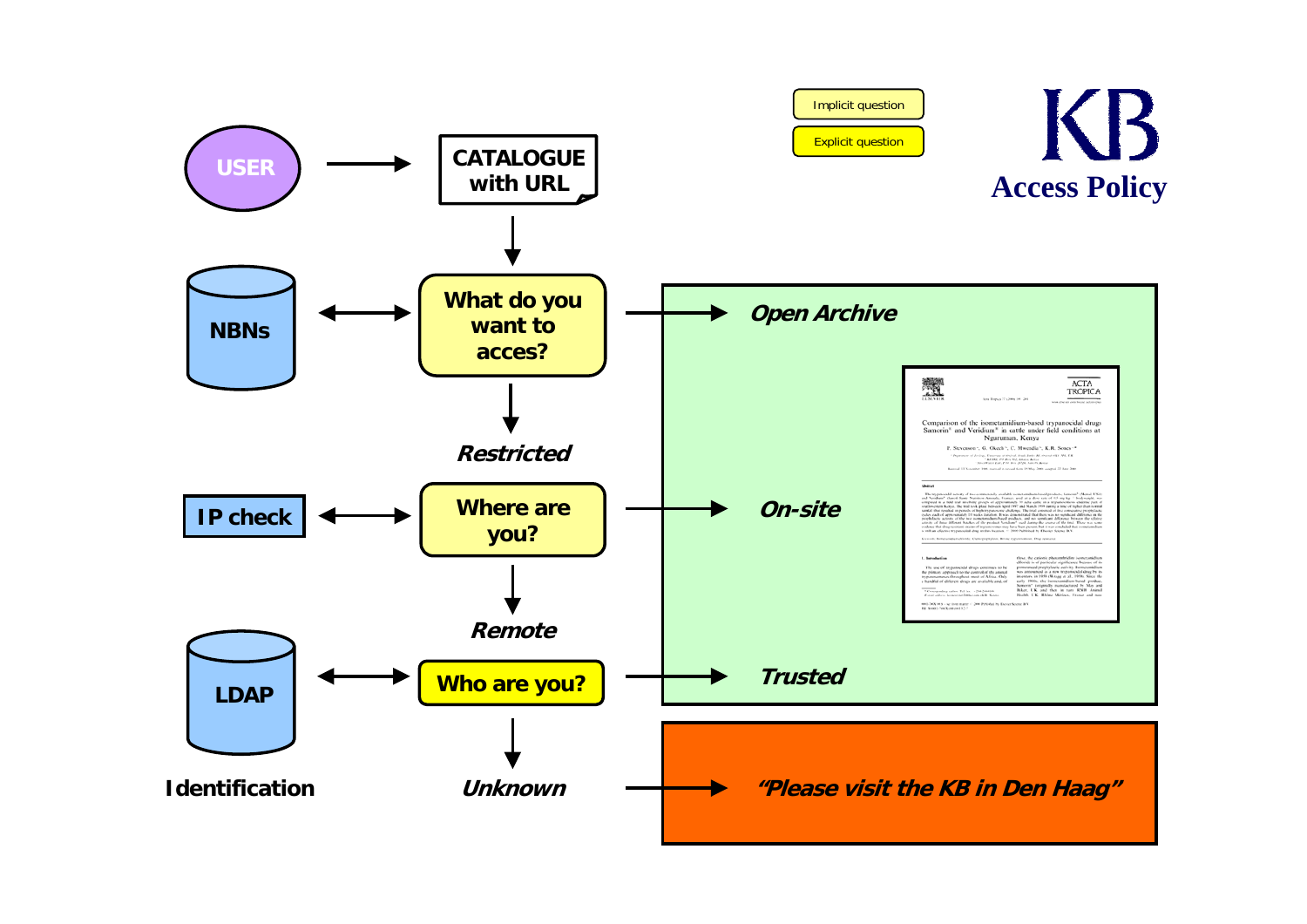# KB Access Policy

Implicit question

Explicit question

USER → CATALOGUE with URL

NBNs ↔ What do you want to acces? → *Open Archive*

*Restricted*

IP check ↔ Where are you? → *On-site*

*Remote*

LDAP ↔ Who are you? → *Trusted*

Identification

*Unknown* → *"Please visit the KB in Den Haag"*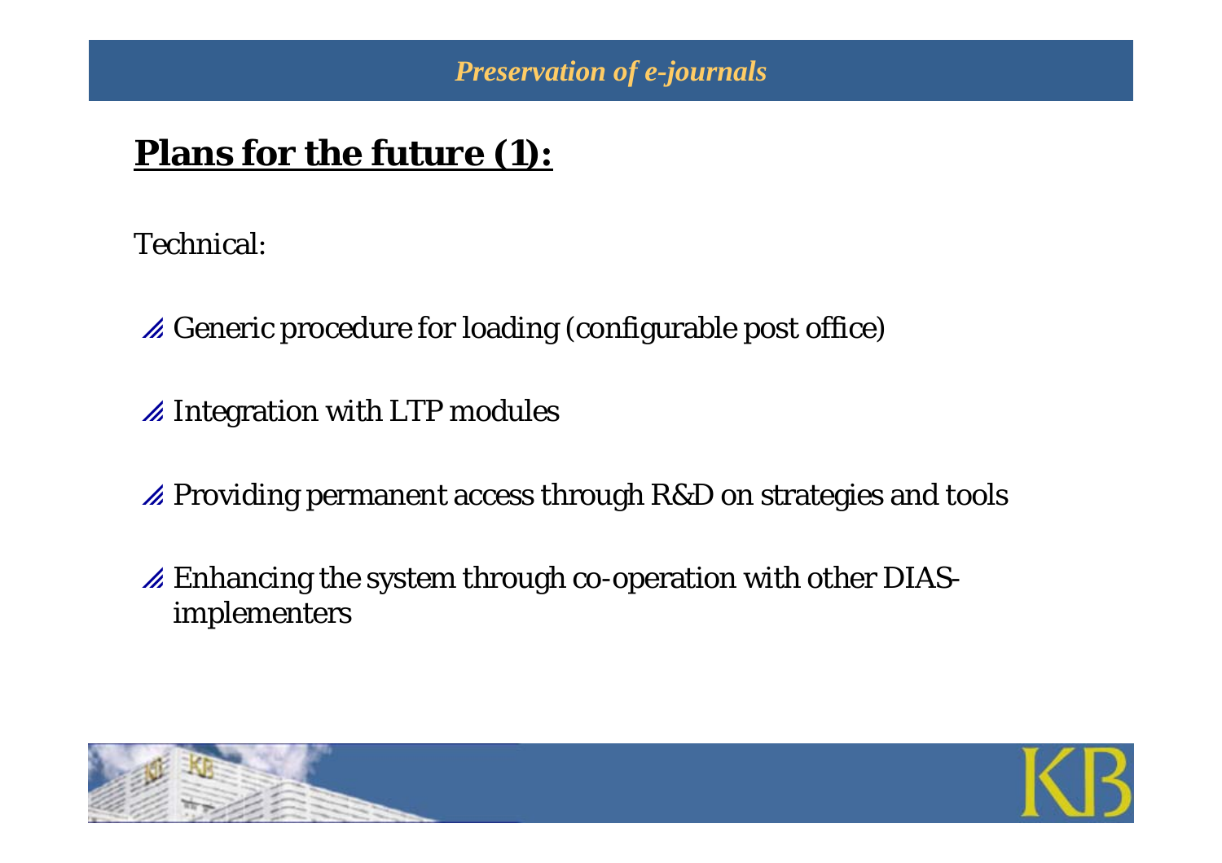## Plans for the future (1):

Technical:

- Generic procedure for loading (configurable post office)
- Integration with LTP modules
- Providing permanent access through R&D on strategies and tools
- Enhancing the system through co-operation with other DIAS-implementers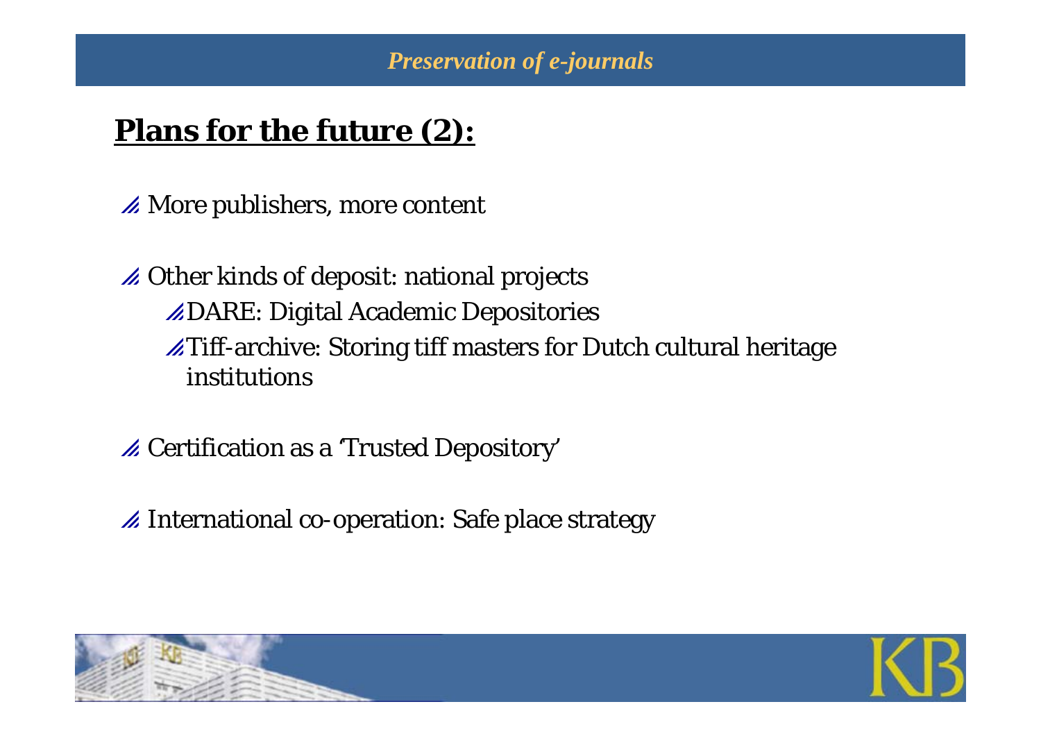## Plans for the future (2):

- More publishers, more content
- Other kinds of deposit: national projects
  - DARE: Digital Academic Depositories
  - Tiff-archive: Storing tiff masters for Dutch cultural heritage institutions
- Certification as a 'Trusted Depository'
- International co-operation: Safe place strategy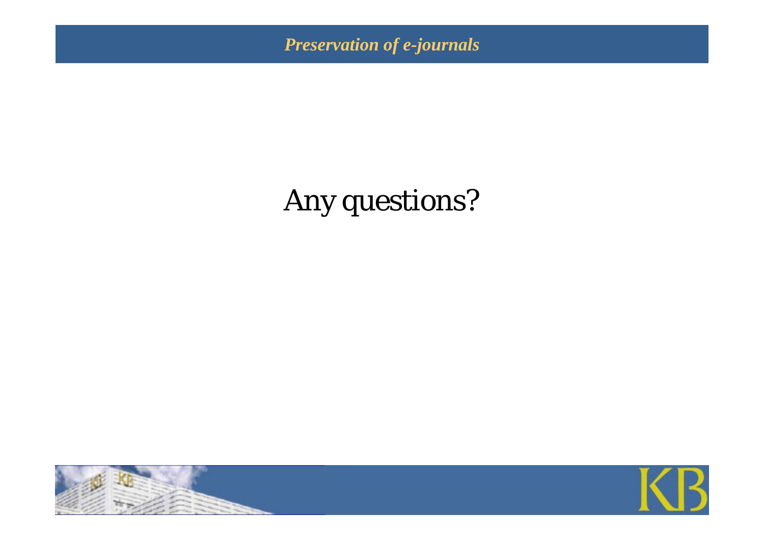Any questions?